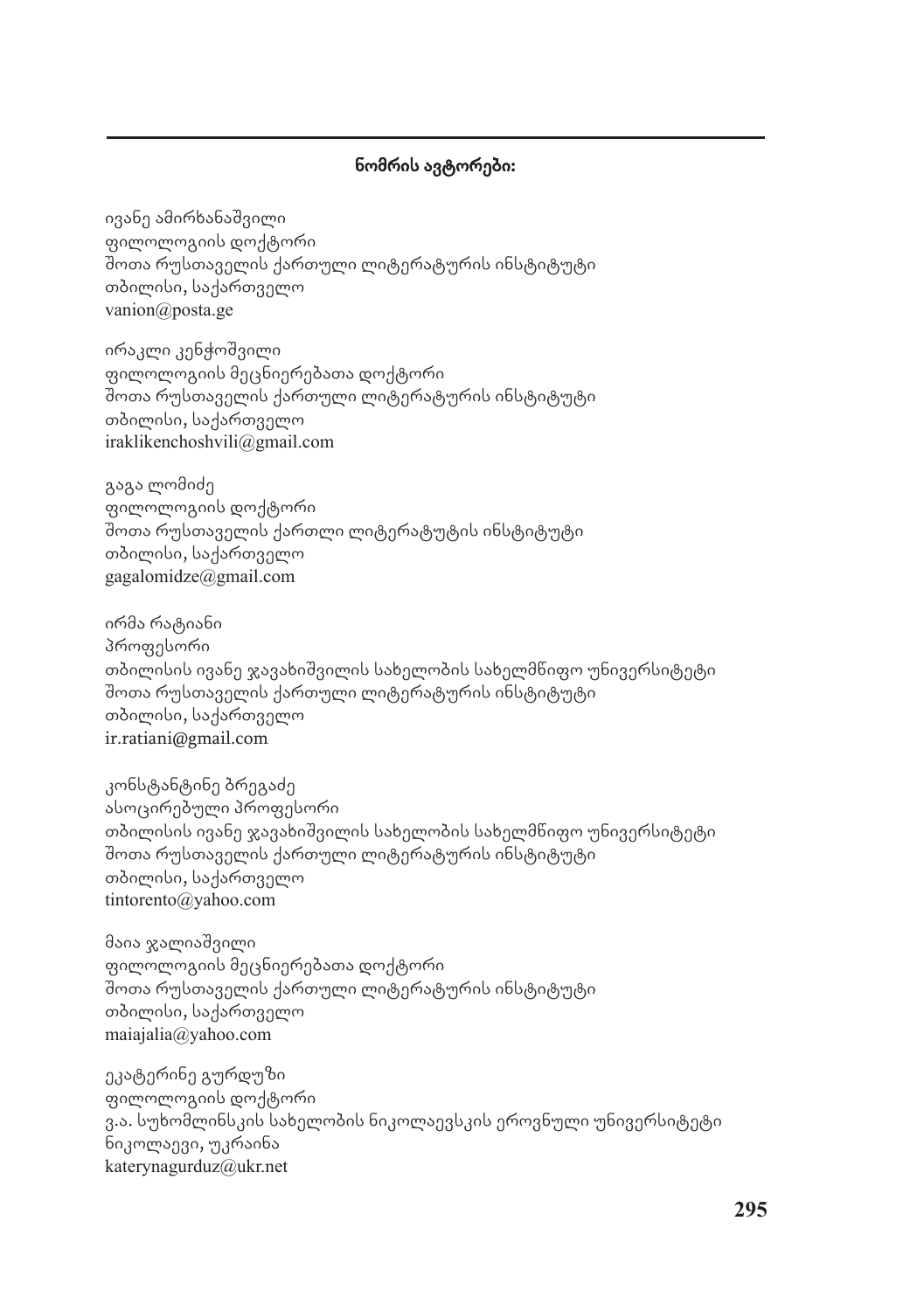**ნომრის ავტორები:**

ივანე ამირხანაშვილი
ფილოლოგიის დოქტორი
შოთა რუსთაველის ქართული ლიტერატურის ინსტიტუტი
თბილისი, საქართველო
vanion@posta.ge

ირაკლი კენჭოშვილი
ფილოლოგიის მეცნიერებათა დოქტორი
შოთა რუსთაველის ქართული ლიტერატურის ინსტიტუტი
თბილისი, საქართველო
iraklikenchoshvili@gmail.com

გაგა ლომიძე
ფილოლოგიის დოქტორი
შოთა რუსთაველის ქართლი ლიტერატუტის ინსტიტუტი
თბილისი, საქართველო
gagalomidze@gmail.com

ირმა რატიანი
პროფესორი
თბილისის ივანე ჯავახიშვილის სახელობის სახელმწიფო უნივერსიტეტი
შოთა რუსთაველის ქართული ლიტერატურის ინსტიტუტი
თბილისი, საქართველო
ir.ratiani@gmail.com

კონსტანტინე ბრეგაძე
ასოცირებული პროფესორი
თბილისის ივანე ჯავახიშვილის სახელობის სახელმწიფო უნივერსიტეტი
შოთა რუსთაველის ქართული ლიტერატურის ინსტიტუტი
თბილისი, საქართველო
tintorento@yahoo.com

მაია ჯალიაშვილი
ფილოლოგიის მეცნიერებათა დოქტორი
შოთა რუსთაველის ქართული ლიტერატურის ინსტიტუტი
თბილისი, საქართველო
maiajalia@yahoo.com

ეკატერინე გურდუზი
ფილოლოგიის დოქტორი
ვ.ა. სუხომლინსკის სახელობის ნიკოლაევსკის ეროვნული უნივერსიტეტი
ნიკოლაევი, უკრაინა
katerynagurduz@ukr.net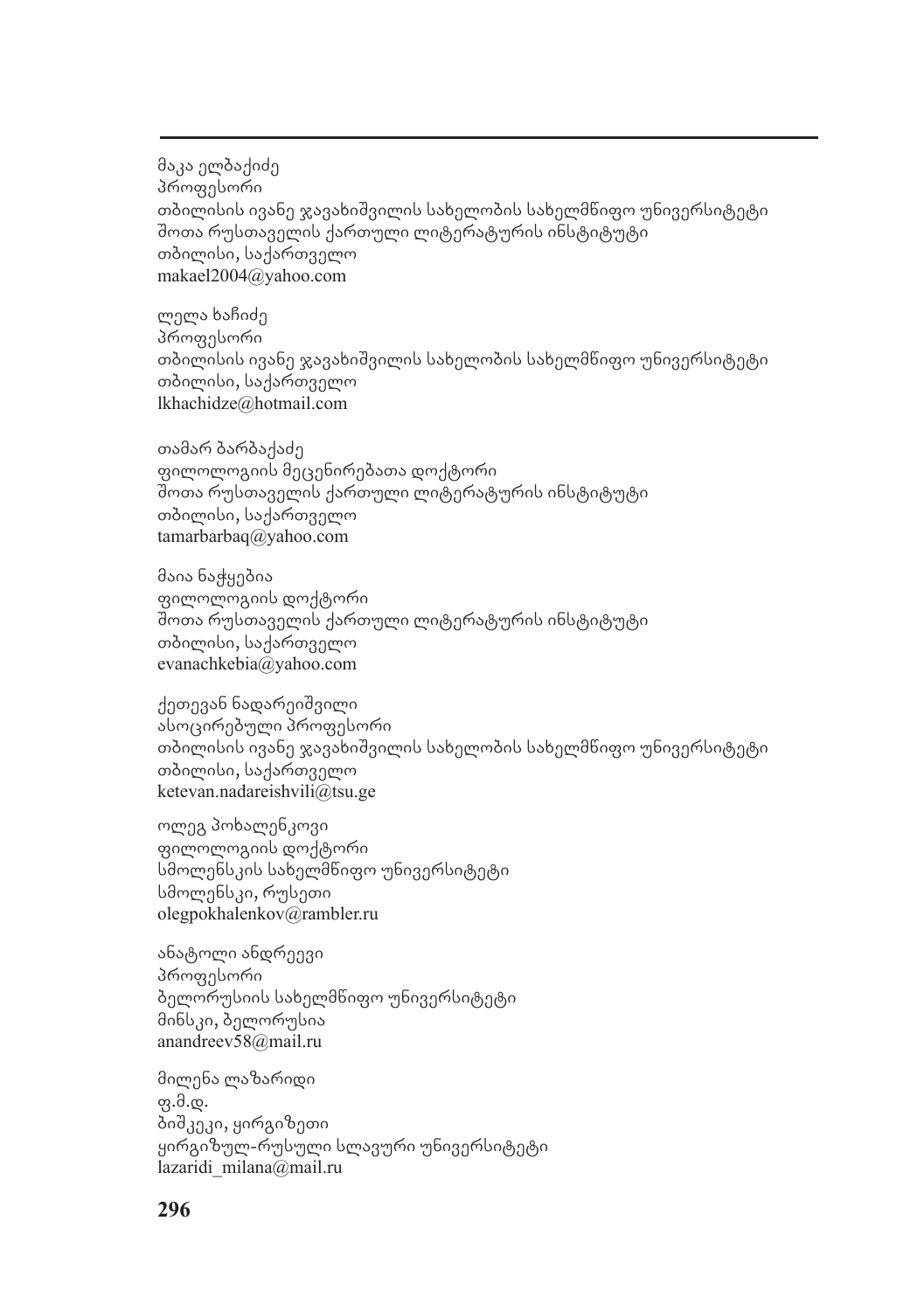მაკა ელბაქიძე
პროფესორი
თბილისის ივანე ჯავახიშვილის სახელობის სახელმწიფო უნივერსიტეტი
შოთა რუსთაველის ქართული ლიტერატურის ინსტიტუტი
თბილისი, საქართველო
makael2004@yahoo.com

ლელა ხაჩიძე
პროფესორი
თბილისის ივანე ჯავახიშვილის სახელობის სახელმწიფო უნივერსიტეტი
თბილისი, საქართველო
lkhachidze@hotmail.com

თამარ ბარბაქაძე
ფილოლოგიის მეცენირებათა დოქტორი
შოთა რუსთაველის ქართული ლიტერატურის ინსტიტუტი
თბილისი, საქართველო
tamarbarbaq@yahoo.com

მაია ნაჭყებია
ფილოლოგიის დოქტორი
შოთა რუსთაველის ქართული ლიტერატურის ინსტიტუტი
თბილისი, საქართველო
evanachkebia@yahoo.com

ქეთევან ნადარეიშვილი
ასოცირებული პროფესორი
თბილისის ივანე ჯავახიშვილის სახელობის სახელმწიფო უნივერსიტეტი
თბილისი, საქართველო
ketevan.nadareishvili@tsu.ge

ოლეგ პოხალენკოვი
ფილოლოგიის დოქტორი
სმოლენსკის სახელმწიფო უნივერსიტეტი
სმოლენსკი, რუსეთი
olegpokhalenkov@rambler.ru

ანატოლი ანდრეევი
პროფესორი
ბელორუსიის სახელმწიფო უნივერსიტეტი
მინსკი, ბელორუსია
anandreev58@mail.ru

მილენა ლაზარიდი
ფ.მ.დ.
ბიშკეკი, ყირგიზეთი
ყირგიზულ-რუსული სლავური უნივერსიტეტი
lazaridi_milana@mail.ru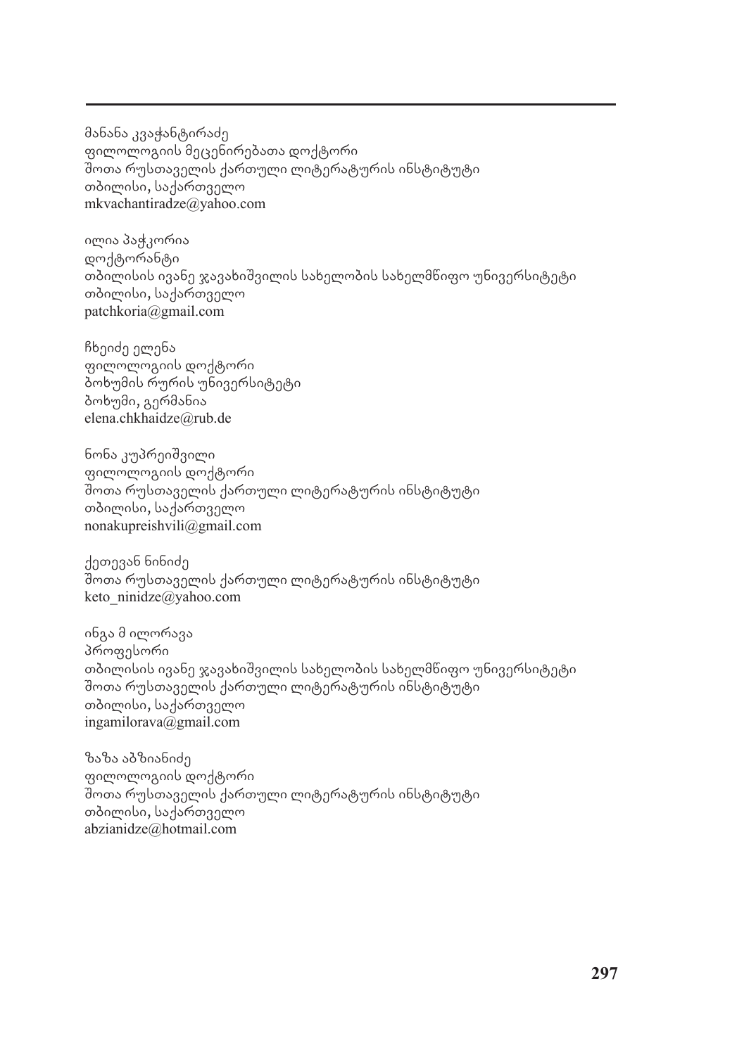მანანა კვაჭანტირაძე
ფილოლოგიის მეცნიერებათა დოქტორი
შოთა რუსთაველის ქართული ლიტერატურის ინსტიტუტი
თბილისი, საქართველო
mkvachantiradze@yahoo.com

ილია პაჭკორია
დოქტორანტი
თბილისის ივანე ჯავახიშვილის სახელობის სახელმწიფო უნივერსიტეტი
თბილისი, საქართველო
patchkoria@gmail.com

ჩხეიძე ელენა
ფილოლოგიის დოქტორი
ბოხუმის რურის უნივერსიტეტი
ბოხუმი, გერმანია
elena.chkhaidze@rub.de

ნონა კუპრეიშვილი
ფილოლოგიის დოქტორი
შოთა რუსთაველის ქართული ლიტერატურის ინსტიტუტი
თბილისი, საქართველო
nonakupreishvili@gmail.com

ქეთევან ნინიძე
შოთა რუსთაველის ქართული ლიტერატურის ინსტიტუტი
keto_ninidze@yahoo.com

ინგა მ ილორავა
პროფესორი
თბილისის ივანე ჯავახიშვილის სახელობის სახელმწიფო უნივერსიტეტი
შოთა რუსთაველის ქართული ლიტერატურის ინსტიტუტი
თბილისი, საქართველო
ingamilorava@gmail.com

ზაზა აბზიანიძე
ფილოლოგიის დოქტორი
შოთა რუსთაველის ქართული ლიტერატურის ინსტიტუტი
თბილისი, საქართველო
abzianidze@hotmail.com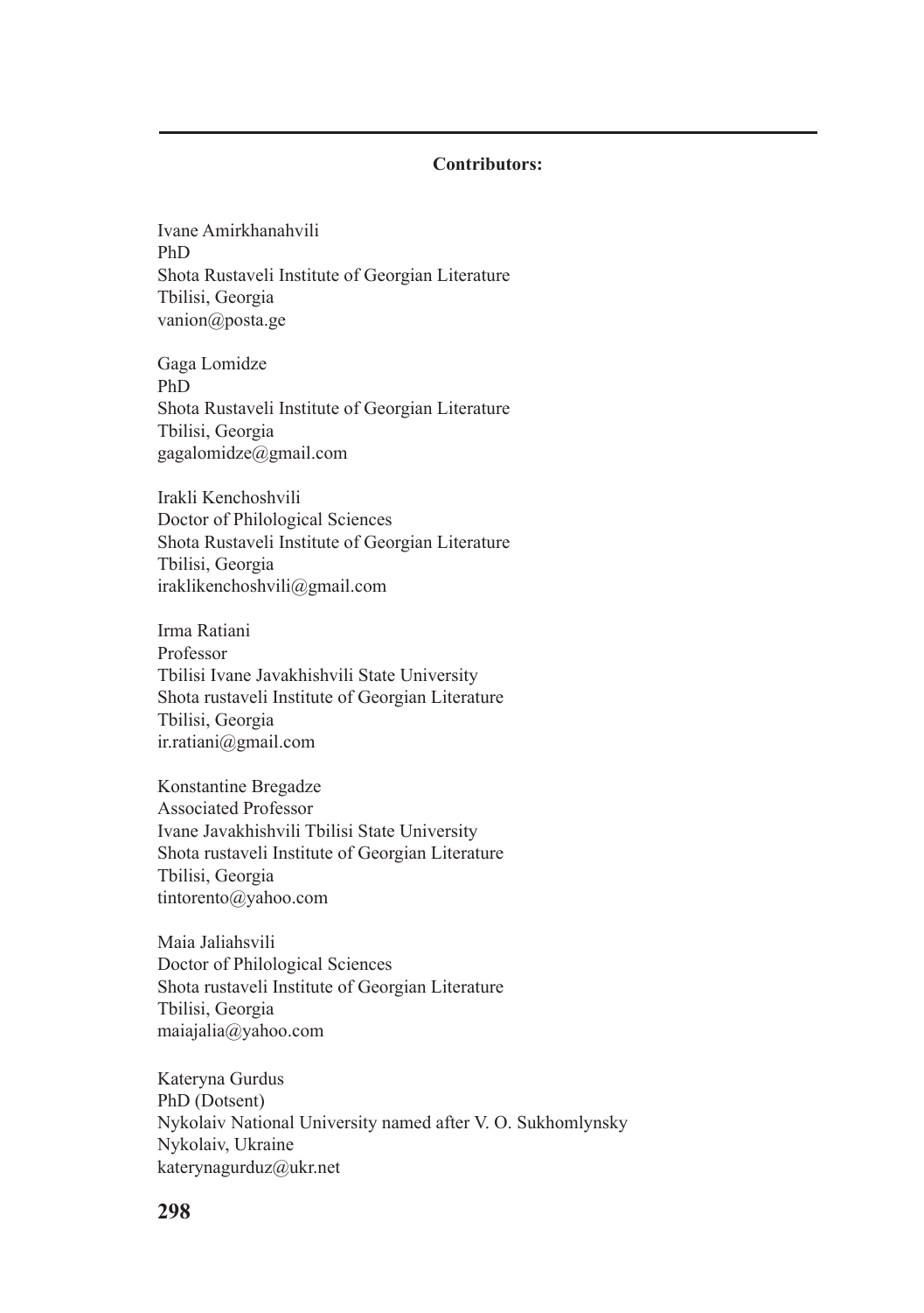**Contributors:**

Ivane Amirkhanahvili
PhD
Shota Rustaveli Institute of Georgian Literature
Tbilisi, Georgia
vanion@posta.ge

Gaga Lomidze
PhD
Shota Rustaveli Institute of Georgian Literature
Tbilisi, Georgia
gagalomidze@gmail.com

Irakli Kenchoshvili
Doctor of Philological Sciences
Shota Rustaveli Institute of Georgian Literature
Tbilisi, Georgia
iraklikenchoshvili@gmail.com

Irma Ratiani
Professor
Tbilisi Ivane Javakhishvili State University
Shota rustaveli Institute of Georgian Literature
Tbilisi, Georgia
ir.ratiani@gmail.com

Konstantine Bregadze
Associated Professor
Ivane Javakhishvili Tbilisi State University
Shota rustaveli Institute of Georgian Literature
Tbilisi, Georgia
tintorento@yahoo.com

Maia Jaliahsvili
Doctor of Philological Sciences
Shota rustaveli Institute of Georgian Literature
Tbilisi, Georgia
maiajalia@yahoo.com

Kateryna Gurdus
PhD (Dotsent)
Nykolaiv National University named after V. O. Sukhomlynsky
Nykolaiv, Ukraine
katerynagurduz@ukr.net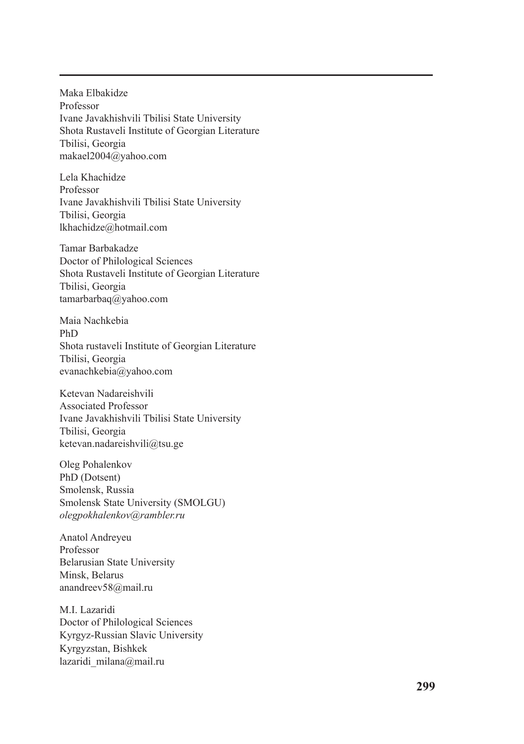Maka Elbakidze
Professor
Ivane Javakhishvili Tbilisi State University
Shota Rustaveli Institute of Georgian Literature
Tbilisi, Georgia
makael2004@yahoo.com

Lela Khachidze
Professor
Ivane Javakhishvili Tbilisi State University
Tbilisi, Georgia
lkhachidze@hotmail.com

Tamar Barbakadze
Doctor of Philological Sciences
Shota Rustaveli Institute of Georgian Literature
Tbilisi, Georgia
tamarbarbaq@yahoo.com

Maia Nachkebia
PhD
Shota rustaveli Institute of Georgian Literature
Tbilisi, Georgia
evanachkebia@yahoo.com

Ketevan Nadareishvili
Associated Professor
Ivane Javakhishvili Tbilisi State University
Tbilisi, Georgia
ketevan.nadareishvili@tsu.ge

Oleg Pohalenkov
PhD (Dotsent)
Smolensk, Russia
Smolensk State University (SMOLGU)
*olegpokhalenkov@rambler.ru*

Anatol Andreyeu
Professor
Belarusian State University
Minsk, Belarus
anandreev58@mail.ru

M.I. Lazaridi
Doctor of Philological Sciences
Kyrgyz-Russian Slavic University
Kyrgyzstan, Bishkek
lazaridi_milana@mail.ru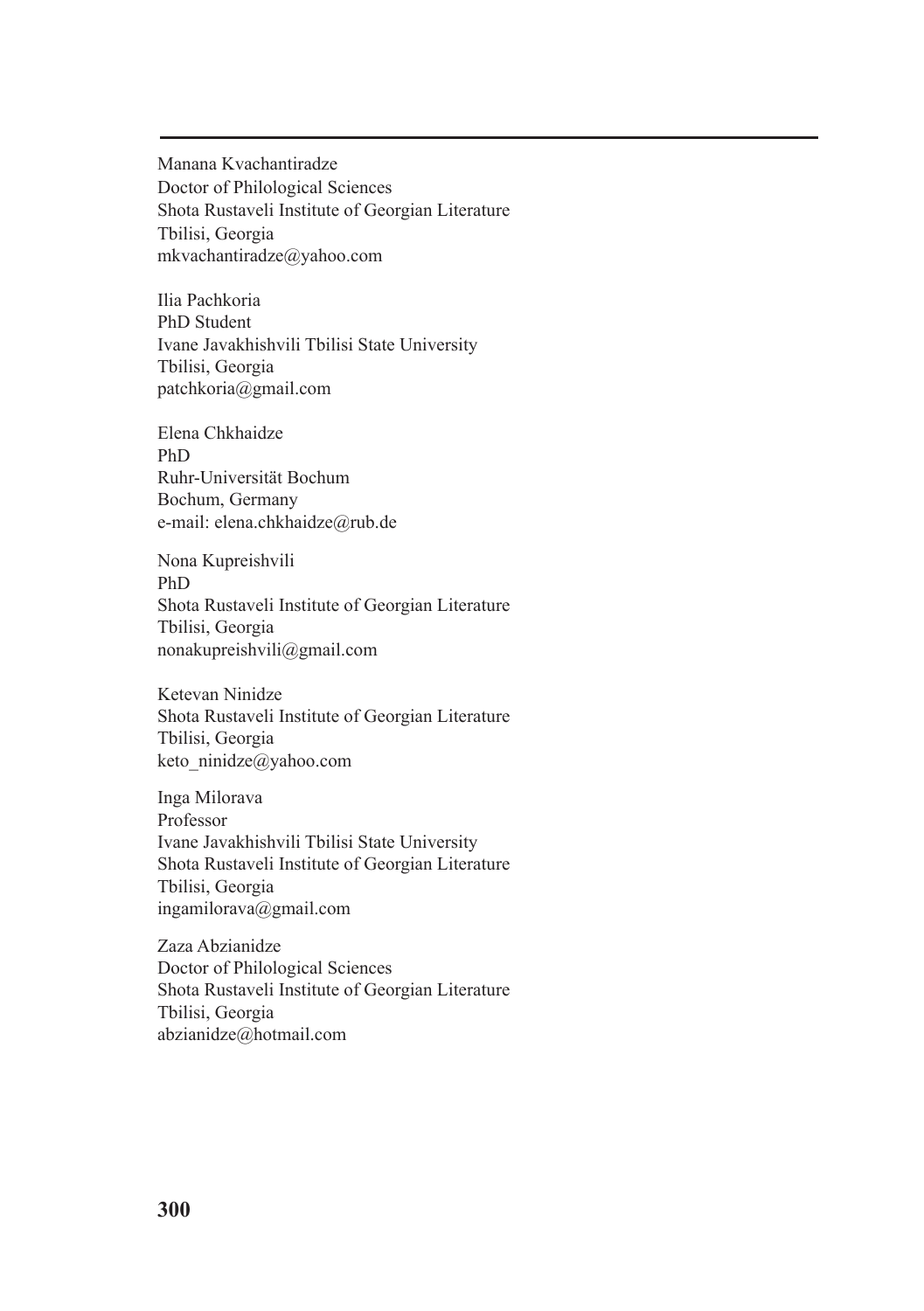Manana Kvachantiradze
Doctor of Philological Sciences
Shota Rustaveli Institute of Georgian Literature
Tbilisi, Georgia
mkvachantiradze@yahoo.com

Ilia Pachkoria
PhD Student
Ivane Javakhishvili Tbilisi State University
Tbilisi, Georgia
patchkoria@gmail.com

Elena Chkhaidze
PhD
Ruhr-Universität Bochum
Bochum, Germany
e-mail: elena.chkhaidze@rub.de

Nona Kupreishvili
PhD
Shota Rustaveli Institute of Georgian Literature
Tbilisi, Georgia
nonakupreishvili@gmail.com

Ketevan Ninidze
Shota Rustaveli Institute of Georgian Literature
Tbilisi, Georgia
keto_ninidze@yahoo.com

Inga Milorava
Professor
Ivane Javakhishvili Tbilisi State University
Shota Rustaveli Institute of Georgian Literature
Tbilisi, Georgia
ingamilorava@gmail.com

Zaza Abzianidze
Doctor of Philological Sciences
Shota Rustaveli Institute of Georgian Literature
Tbilisi, Georgia
abzianidze@hotmail.com